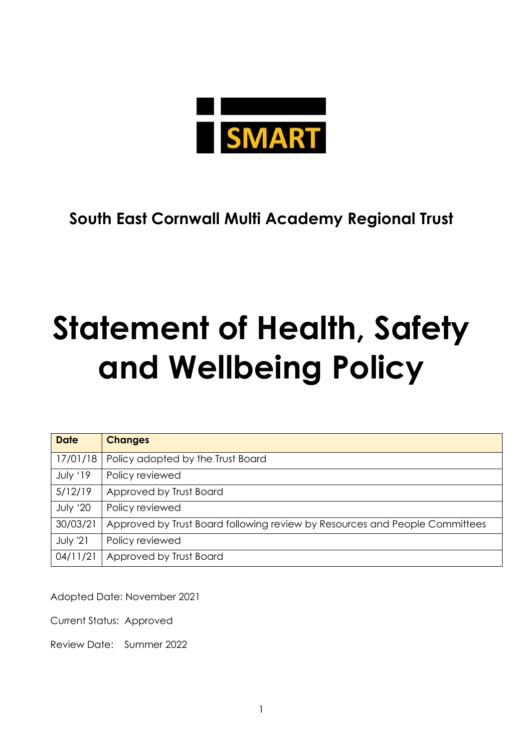SMART

## South East Cornwall Multi Academy Regional Trust

# Statement of Health, Safety and Wellbeing Policy

| Date | Changes |
| --- | --- |
| 17/01/18 | Policy adopted by the Trust Board |
| July '19 | Policy reviewed |
| 5/12/19 | Approved by Trust Board |
| July '20 | Policy reviewed |
| 30/03/21 | Approved by Trust Board following review by Resources and People Committees |
| July '21 | Policy reviewed |
| 04/11/21 | Approved by Trust Board |

Adopted Date: November 2021

Current Status: Approved

Review Date: Summer 2022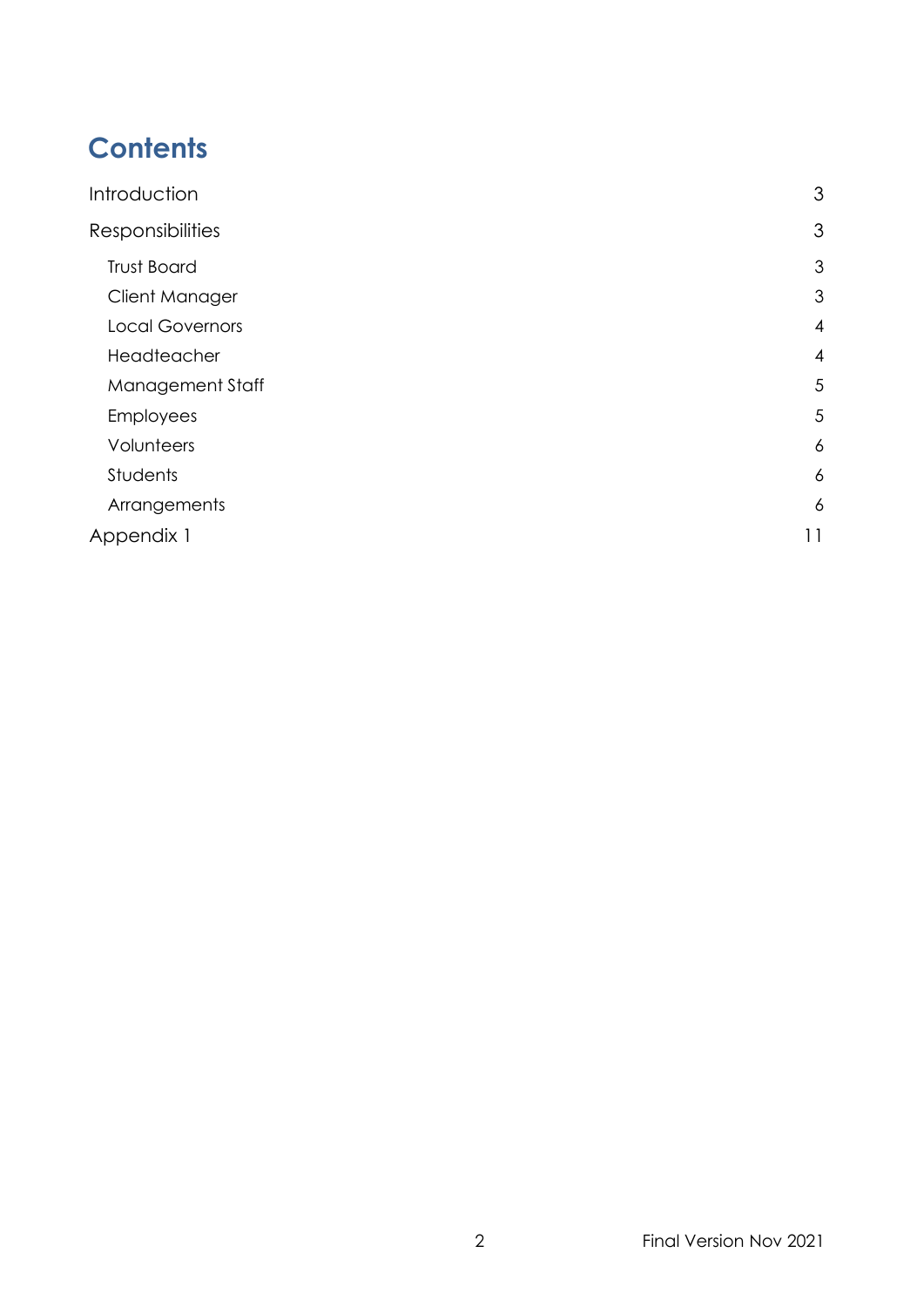# Contents

| | |
|---|---|
| Introduction | 3 |
| Responsibilities | 3 |
| Trust Board | 3 |
| Client Manager | 3 |
| Local Governors | 4 |
| Headteacher | 4 |
| Management Staff | 5 |
| Employees | 5 |
| Volunteers | 6 |
| Students | 6 |
| Arrangements | 6 |
| Appendix 1 | 11 |

Final Version Nov 2021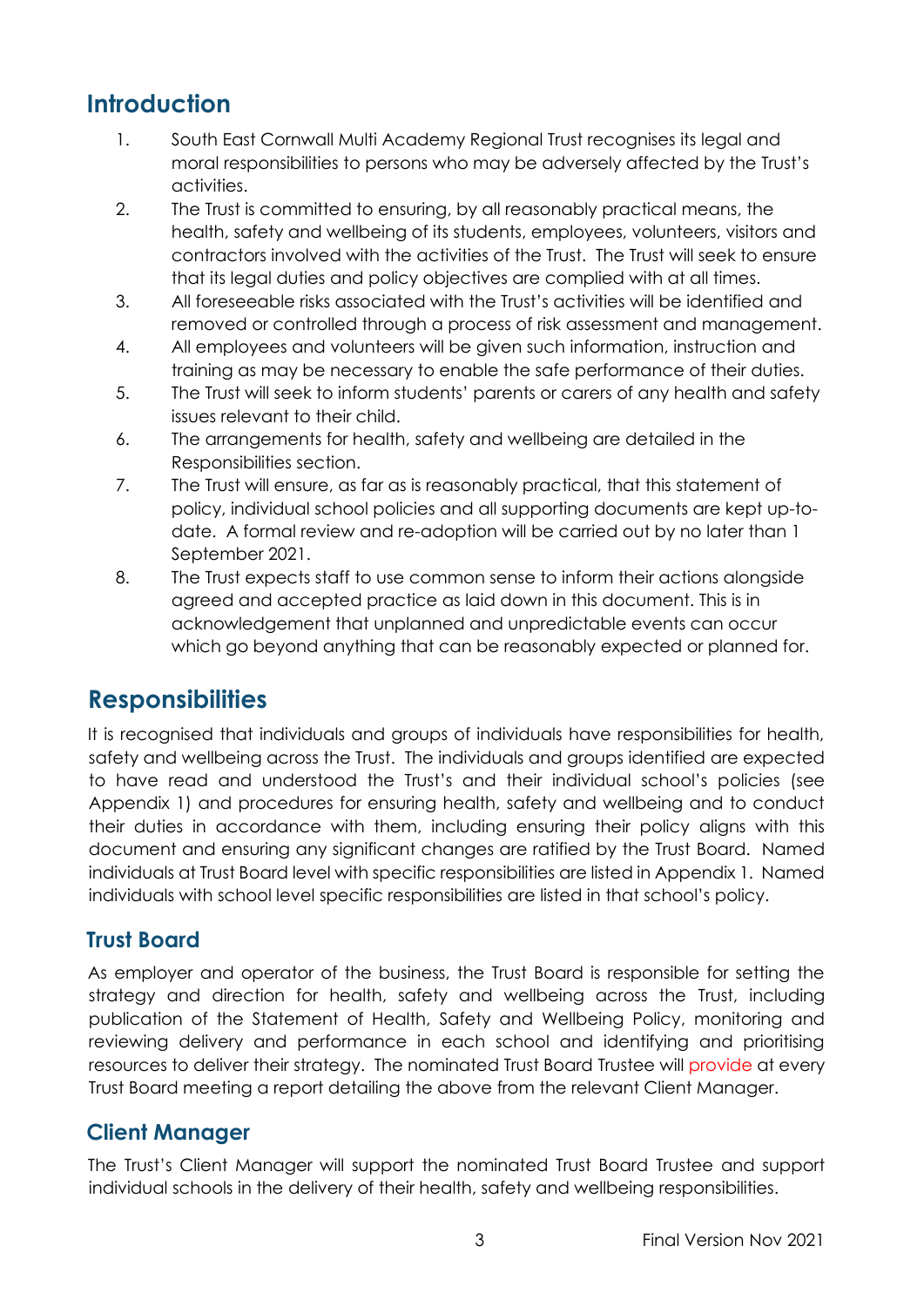## Introduction

1. South East Cornwall Multi Academy Regional Trust recognises its legal and moral responsibilities to persons who may be adversely affected by the Trust's activities.
2. The Trust is committed to ensuring, by all reasonably practical means, the health, safety and wellbeing of its students, employees, volunteers, visitors and contractors involved with the activities of the Trust. The Trust will seek to ensure that its legal duties and policy objectives are complied with at all times.
3. All foreseeable risks associated with the Trust's activities will be identified and removed or controlled through a process of risk assessment and management.
4. All employees and volunteers will be given such information, instruction and training as may be necessary to enable the safe performance of their duties.
5. The Trust will seek to inform students' parents or carers of any health and safety issues relevant to their child.
6. The arrangements for health, safety and wellbeing are detailed in the Responsibilities section.
7. The Trust will ensure, as far as is reasonably practical, that this statement of policy, individual school policies and all supporting documents are kept up-to-date. A formal review and re-adoption will be carried out by no later than 1 September 2021.
8. The Trust expects staff to use common sense to inform their actions alongside agreed and accepted practice as laid down in this document. This is in acknowledgement that unplanned and unpredictable events can occur which go beyond anything that can be reasonably expected or planned for.

## Responsibilities

It is recognised that individuals and groups of individuals have responsibilities for health, safety and wellbeing across the Trust. The individuals and groups identified are expected to have read and understood the Trust's and their individual school's policies (see Appendix 1) and procedures for ensuring health, safety and wellbeing and to conduct their duties in accordance with them, including ensuring their policy aligns with this document and ensuring any significant changes are ratified by the Trust Board. Named individuals at Trust Board level with specific responsibilities are listed in Appendix 1. Named individuals with school level specific responsibilities are listed in that school's policy.

### Trust Board

As employer and operator of the business, the Trust Board is responsible for setting the strategy and direction for health, safety and wellbeing across the Trust, including publication of the Statement of Health, Safety and Wellbeing Policy, monitoring and reviewing delivery and performance in each school and identifying and prioritising resources to deliver their strategy. The nominated Trust Board Trustee will provide at every Trust Board meeting a report detailing the above from the relevant Client Manager.

### Client Manager

The Trust's Client Manager will support the nominated Trust Board Trustee and support individual schools in the delivery of their health, safety and wellbeing responsibilities.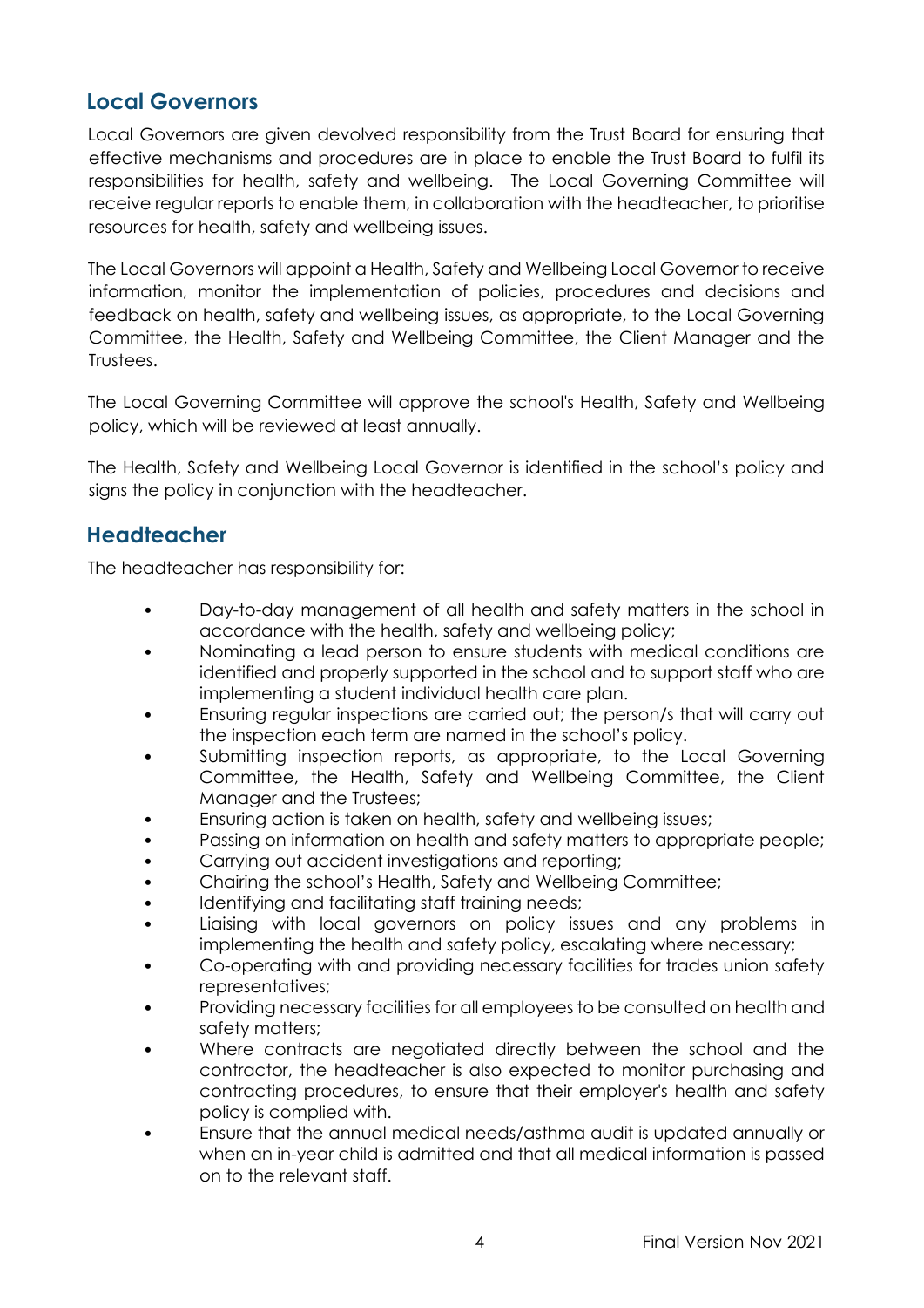## Local Governors

Local Governors are given devolved responsibility from the Trust Board for ensuring that effective mechanisms and procedures are in place to enable the Trust Board to fulfil its responsibilities for health, safety and wellbeing. The Local Governing Committee will receive regular reports to enable them, in collaboration with the headteacher, to prioritise resources for health, safety and wellbeing issues.

The Local Governors will appoint a Health, Safety and Wellbeing Local Governor to receive information, monitor the implementation of policies, procedures and decisions and feedback on health, safety and wellbeing issues, as appropriate, to the Local Governing Committee, the Health, Safety and Wellbeing Committee, the Client Manager and the Trustees.

The Local Governing Committee will approve the school's Health, Safety and Wellbeing policy, which will be reviewed at least annually.

The Health, Safety and Wellbeing Local Governor is identified in the school's policy and signs the policy in conjunction with the headteacher.

## Headteacher

The headteacher has responsibility for:

- Day-to-day management of all health and safety matters in the school in accordance with the health, safety and wellbeing policy;
- Nominating a lead person to ensure students with medical conditions are identified and properly supported in the school and to support staff who are implementing a student individual health care plan.
- Ensuring regular inspections are carried out; the person/s that will carry out the inspection each term are named in the school's policy.
- Submitting inspection reports, as appropriate, to the Local Governing Committee, the Health, Safety and Wellbeing Committee, the Client Manager and the Trustees;
- Ensuring action is taken on health, safety and wellbeing issues;
- Passing on information on health and safety matters to appropriate people;
- Carrying out accident investigations and reporting;
- Chairing the school's Health, Safety and Wellbeing Committee;
- Identifying and facilitating staff training needs;
- Liaising with local governors on policy issues and any problems in implementing the health and safety policy, escalating where necessary;
- Co-operating with and providing necessary facilities for trades union safety representatives;
- Providing necessary facilities for all employees to be consulted on health and safety matters;
- Where contracts are negotiated directly between the school and the contractor, the headteacher is also expected to monitor purchasing and contracting procedures, to ensure that their employer's health and safety policy is complied with.
- Ensure that the annual medical needs/asthma audit is updated annually or when an in-year child is admitted and that all medical information is passed on to the relevant staff.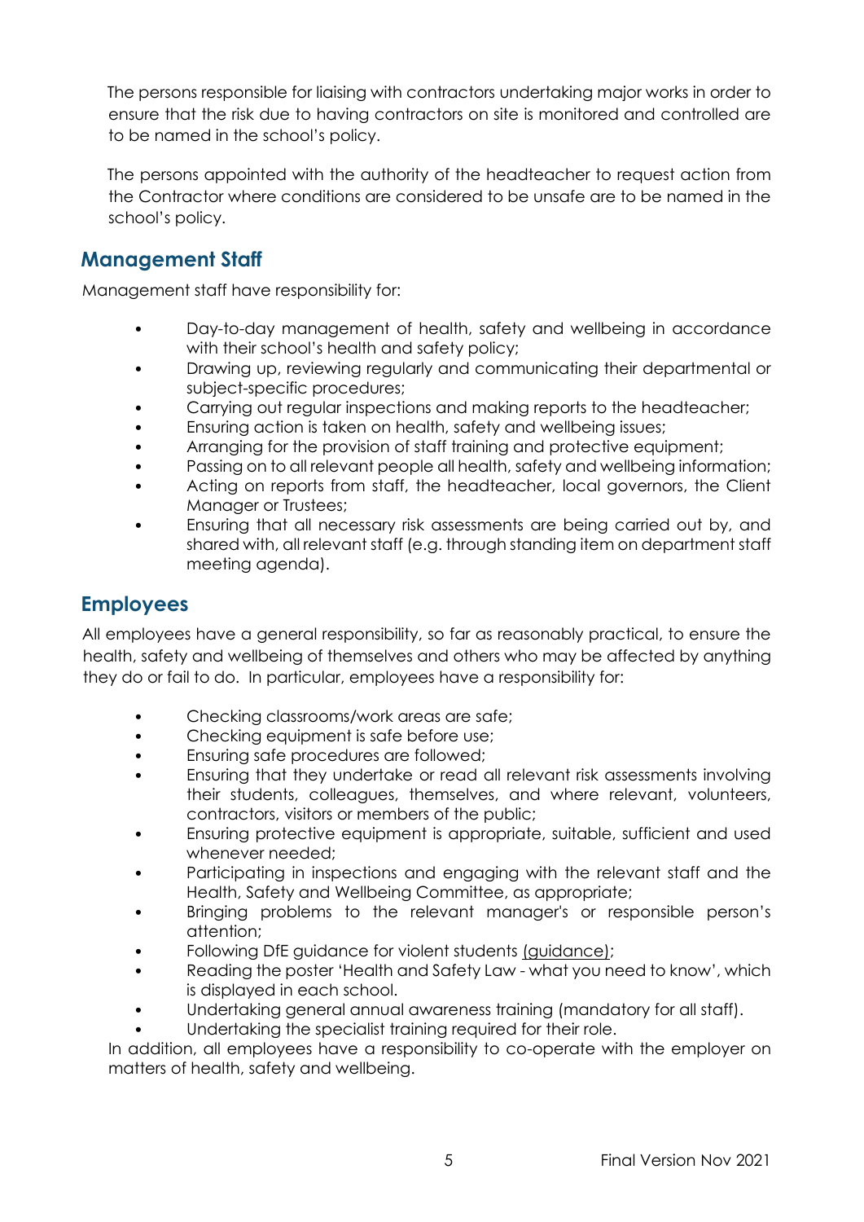The persons responsible for liaising with contractors undertaking major works in order to ensure that the risk due to having contractors on site is monitored and controlled are to be named in the school's policy.

The persons appointed with the authority of the headteacher to request action from the Contractor where conditions are considered to be unsafe are to be named in the school's policy.

## Management Staff

Management staff have responsibility for:

- Day-to-day management of health, safety and wellbeing in accordance with their school's health and safety policy;
- Drawing up, reviewing regularly and communicating their departmental or subject-specific procedures;
- Carrying out regular inspections and making reports to the headteacher;
- Ensuring action is taken on health, safety and wellbeing issues;
- Arranging for the provision of staff training and protective equipment;
- Passing on to all relevant people all health, safety and wellbeing information;
- Acting on reports from staff, the headteacher, local governors, the Client Manager or Trustees;
- Ensuring that all necessary risk assessments are being carried out by, and shared with, all relevant staff (e.g. through standing item on department staff meeting agenda).

## Employees

All employees have a general responsibility, so far as reasonably practical, to ensure the health, safety and wellbeing of themselves and others who may be affected by anything they do or fail to do. In particular, employees have a responsibility for:

- Checking classrooms/work areas are safe;
- Checking equipment is safe before use;
- Ensuring safe procedures are followed;
- Ensuring that they undertake or read all relevant risk assessments involving their students, colleagues, themselves, and where relevant, volunteers, contractors, visitors or members of the public;
- Ensuring protective equipment is appropriate, suitable, sufficient and used whenever needed;
- Participating in inspections and engaging with the relevant staff and the Health, Safety and Wellbeing Committee, as appropriate;
- Bringing problems to the relevant manager's or responsible person's attention;
- Following DfE guidance for violent students (guidance);
- Reading the poster 'Health and Safety Law - what you need to know', which is displayed in each school.
- Undertaking general annual awareness training (mandatory for all staff).
- Undertaking the specialist training required for their role.

In addition, all employees have a responsibility to co-operate with the employer on matters of health, safety and wellbeing.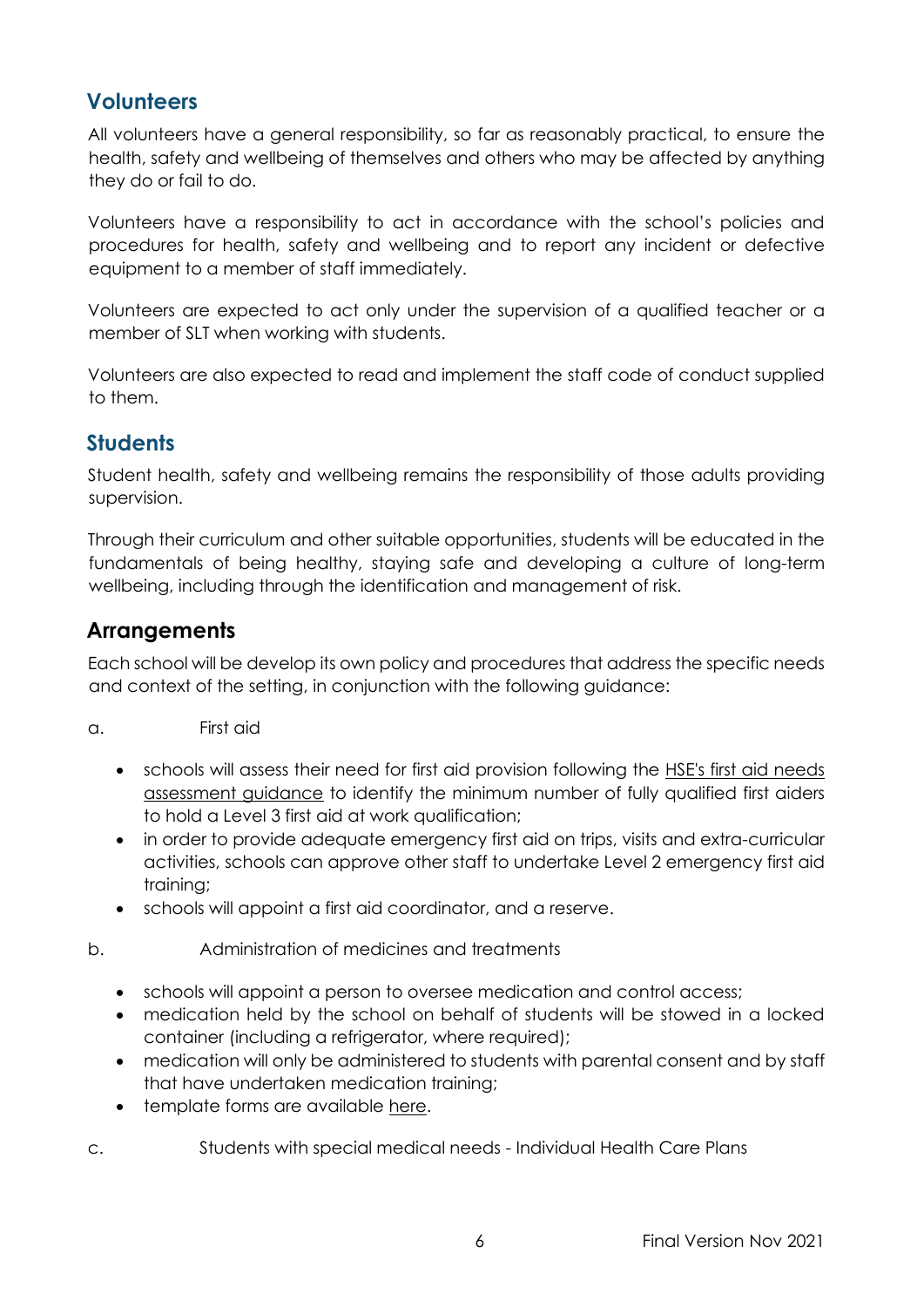## Volunteers

All volunteers have a general responsibility, so far as reasonably practical, to ensure the health, safety and wellbeing of themselves and others who may be affected by anything they do or fail to do.

Volunteers have a responsibility to act in accordance with the school's policies and procedures for health, safety and wellbeing and to report any incident or defective equipment to a member of staff immediately.

Volunteers are expected to act only under the supervision of a qualified teacher or a member of SLT when working with students.

Volunteers are also expected to read and implement the staff code of conduct supplied to them.

## Students

Student health, safety and wellbeing remains the responsibility of those adults providing supervision.

Through their curriculum and other suitable opportunities, students will be educated in the fundamentals of being healthy, staying safe and developing a culture of long-term wellbeing, including through the identification and management of risk.

## Arrangements

Each school will be develop its own policy and procedures that address the specific needs and context of the setting, in conjunction with the following guidance:

a. First aid

- schools will assess their need for first aid provision following the HSE's first aid needs assessment guidance to identify the minimum number of fully qualified first aiders to hold a Level 3 first aid at work qualification;
- in order to provide adequate emergency first aid on trips, visits and extra-curricular activities, schools can approve other staff to undertake Level 2 emergency first aid training;
- schools will appoint a first aid coordinator, and a reserve.

b. Administration of medicines and treatments

- schools will appoint a person to oversee medication and control access;
- medication held by the school on behalf of students will be stowed in a locked container (including a refrigerator, where required);
- medication will only be administered to students with parental consent and by staff that have undertaken medication training;
- template forms are available here.

c. Students with special medical needs - Individual Health Care Plans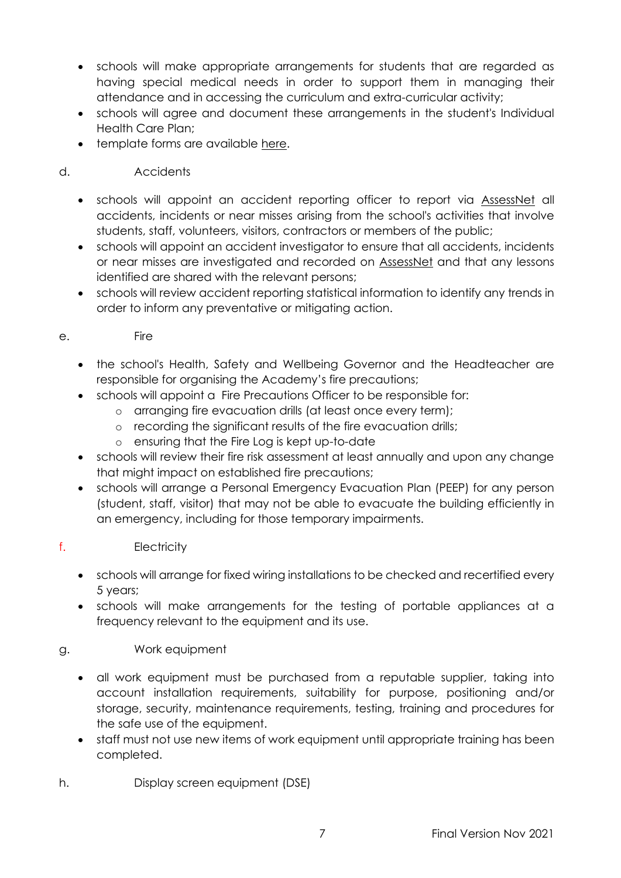- schools will make appropriate arrangements for students that are regarded as having special medical needs in order to support them in managing their attendance and in accessing the curriculum and extra-curricular activity;
- schools will agree and document these arrangements in the student's Individual Health Care Plan;
- template forms are available here.

d. Accidents

- schools will appoint an accident reporting officer to report via AssessNet all accidents, incidents or near misses arising from the school's activities that involve students, staff, volunteers, visitors, contractors or members of the public;
- schools will appoint an accident investigator to ensure that all accidents, incidents or near misses are investigated and recorded on AssessNet and that any lessons identified are shared with the relevant persons;
- schools will review accident reporting statistical information to identify any trends in order to inform any preventative or mitigating action.

e. Fire

- the school's Health, Safety and Wellbeing Governor and the Headteacher are responsible for organising the Academy's fire precautions;
- schools will appoint a Fire Precautions Officer to be responsible for:
  - arranging fire evacuation drills (at least once every term);
  - recording the significant results of the fire evacuation drills;
  - ensuring that the Fire Log is kept up-to-date
- schools will review their fire risk assessment at least annually and upon any change that might impact on established fire precautions;
- schools will arrange a Personal Emergency Evacuation Plan (PEEP) for any person (student, staff, visitor) that may not be able to evacuate the building efficiently in an emergency, including for those temporary impairments.

f. Electricity

- schools will arrange for fixed wiring installations to be checked and recertified every 5 years;
- schools will make arrangements for the testing of portable appliances at a frequency relevant to the equipment and its use.

g. Work equipment

- all work equipment must be purchased from a reputable supplier, taking into account installation requirements, suitability for purpose, positioning and/or storage, security, maintenance requirements, testing, training and procedures for the safe use of the equipment.
- staff must not use new items of work equipment until appropriate training has been completed.

h. Display screen equipment (DSE)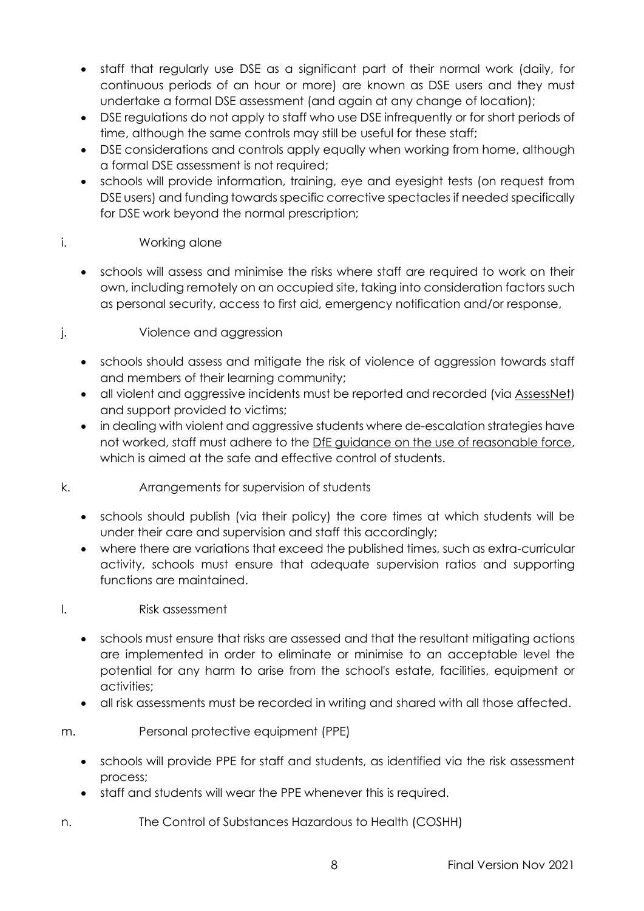- staff that regularly use DSE as a significant part of their normal work (daily, for continuous periods of an hour or more) are known as DSE users and they must undertake a formal DSE assessment (and again at any change of location);
- DSE regulations do not apply to staff who use DSE infrequently or for short periods of time, although the same controls may still be useful for these staff;
- DSE considerations and controls apply equally when working from home, although a formal DSE assessment is not required;
- schools will provide information, training, eye and eyesight tests (on request from DSE users) and funding towards specific corrective spectacles if needed specifically for DSE work beyond the normal prescription;

i. Working alone

- schools will assess and minimise the risks where staff are required to work on their own, including remotely on an occupied site, taking into consideration factors such as personal security, access to first aid, emergency notification and/or response,

j. Violence and aggression

- schools should assess and mitigate the risk of violence of aggression towards staff and members of their learning community;
- all violent and aggressive incidents must be reported and recorded (via AssessNet) and support provided to victims;
- in dealing with violent and aggressive students where de-escalation strategies have not worked, staff must adhere to the DfE guidance on the use of reasonable force, which is aimed at the safe and effective control of students.

k. Arrangements for supervision of students

- schools should publish (via their policy) the core times at which students will be under their care and supervision and staff this accordingly;
- where there are variations that exceed the published times, such as extra-curricular activity, schools must ensure that adequate supervision ratios and supporting functions are maintained.

l. Risk assessment

- schools must ensure that risks are assessed and that the resultant mitigating actions are implemented in order to eliminate or minimise to an acceptable level the potential for any harm to arise from the school's estate, facilities, equipment or activities;
- all risk assessments must be recorded in writing and shared with all those affected.

m. Personal protective equipment (PPE)

- schools will provide PPE for staff and students, as identified via the risk assessment process;
- staff and students will wear the PPE whenever this is required.

n. The Control of Substances Hazardous to Health (COSHH)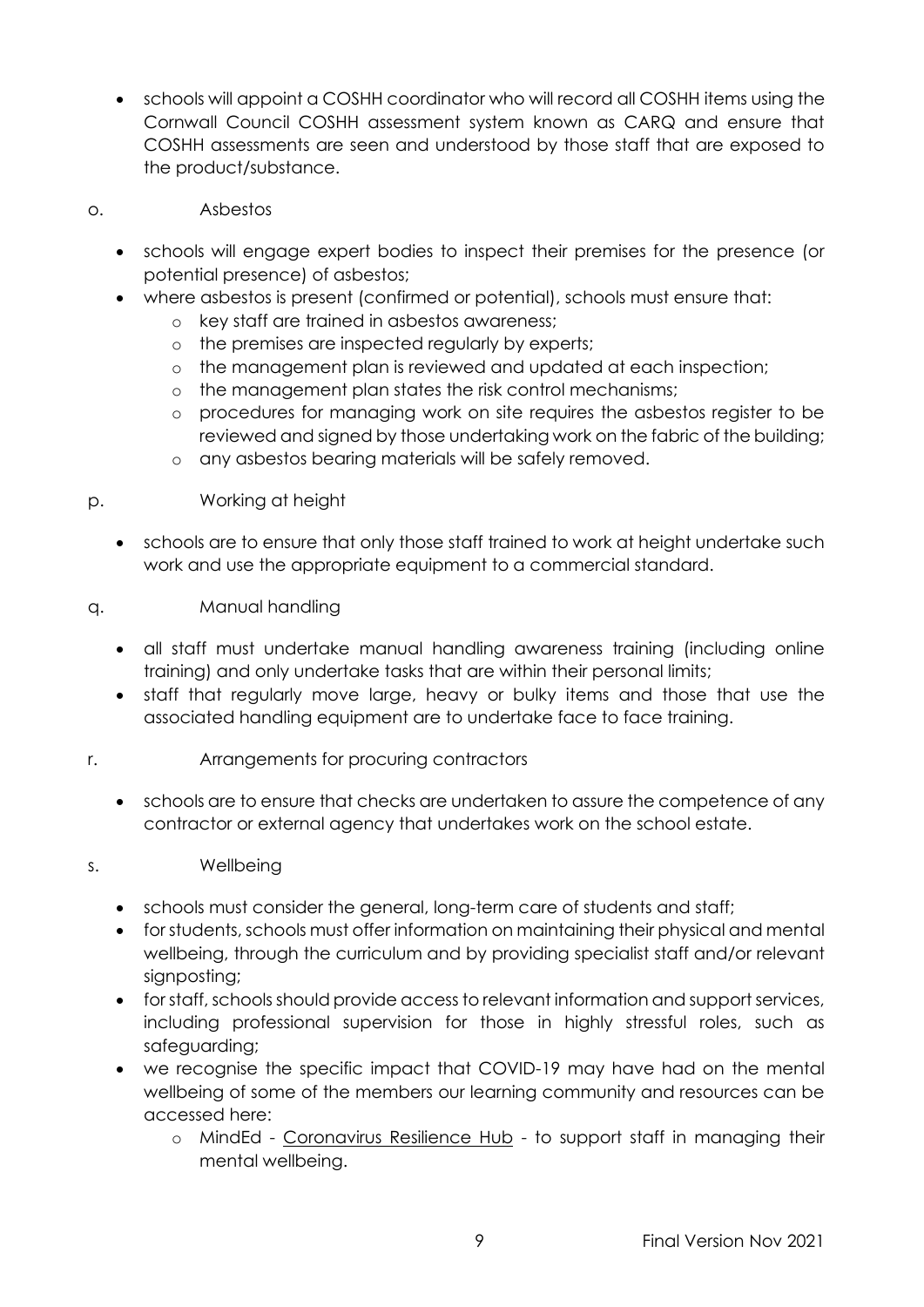- schools will appoint a COSHH coordinator who will record all COSHH items using the Cornwall Council COSHH assessment system known as CARQ and ensure that COSHH assessments are seen and understood by those staff that are exposed to the product/substance.

o. Asbestos

- schools will engage expert bodies to inspect their premises for the presence (or potential presence) of asbestos;
- where asbestos is present (confirmed or potential), schools must ensure that:
  - key staff are trained in asbestos awareness;
  - the premises are inspected regularly by experts;
  - the management plan is reviewed and updated at each inspection;
  - the management plan states the risk control mechanisms;
  - procedures for managing work on site requires the asbestos register to be reviewed and signed by those undertaking work on the fabric of the building;
  - any asbestos bearing materials will be safely removed.

p. Working at height

- schools are to ensure that only those staff trained to work at height undertake such work and use the appropriate equipment to a commercial standard.

q. Manual handling

- all staff must undertake manual handling awareness training (including online training) and only undertake tasks that are within their personal limits;
- staff that regularly move large, heavy or bulky items and those that use the associated handling equipment are to undertake face to face training.

r. Arrangements for procuring contractors

- schools are to ensure that checks are undertaken to assure the competence of any contractor or external agency that undertakes work on the school estate.

s. Wellbeing

- schools must consider the general, long-term care of students and staff;
- for students, schools must offer information on maintaining their physical and mental wellbeing, through the curriculum and by providing specialist staff and/or relevant signposting;
- for staff, schools should provide access to relevant information and support services, including professional supervision for those in highly stressful roles, such as safeguarding;
- we recognise the specific impact that COVID-19 may have had on the mental wellbeing of some of the members our learning community and resources can be accessed here:
  - MindEd - Coronavirus Resilience Hub - to support staff in managing their mental wellbeing.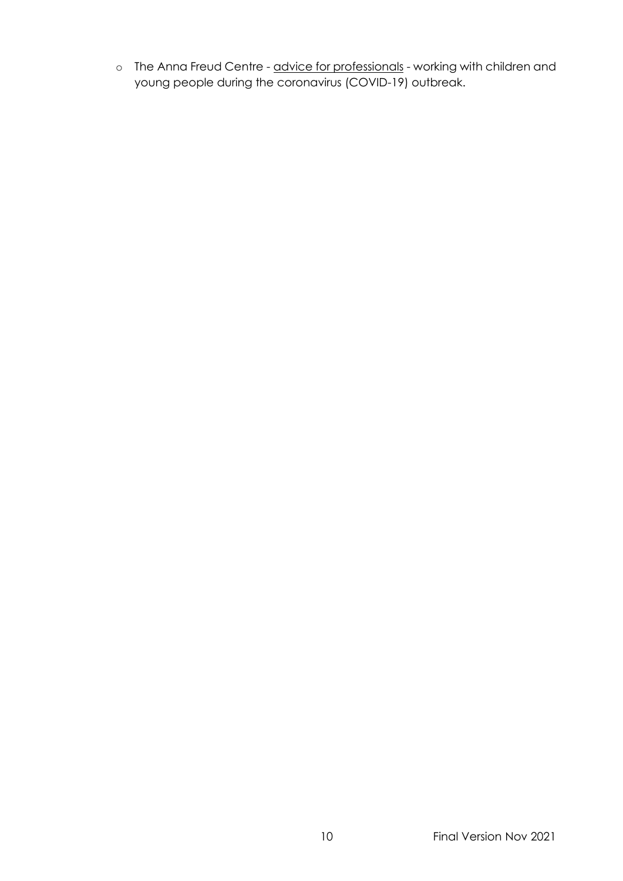- The Anna Freud Centre - advice for professionals - working with children and young people during the coronavirus (COVID-19) outbreak.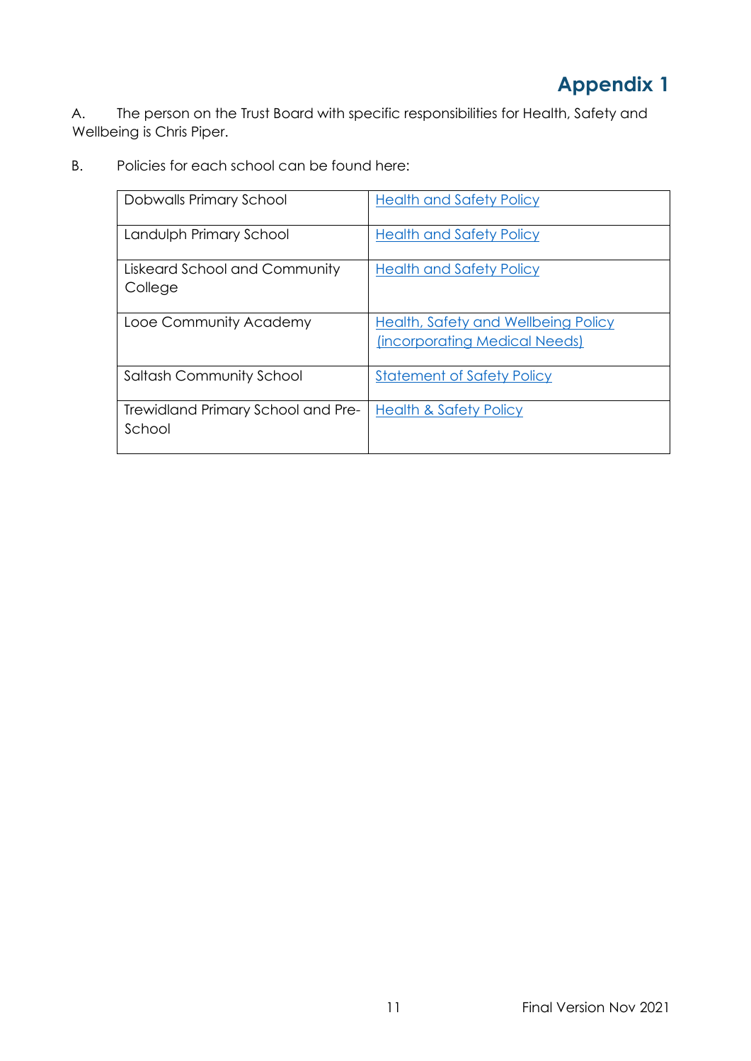# Appendix 1

A. The person on the Trust Board with specific responsibilities for Health, Safety and Wellbeing is Chris Piper.

B. Policies for each school can be found here:

| | |
|---|---|
| Dobwalls Primary School | Health and Safety Policy |
| Landulph Primary School | Health and Safety Policy |
| Liskeard School and Community College | Health and Safety Policy |
| Looe Community Academy | Health, Safety and Wellbeing Policy (incorporating Medical Needs) |
| Saltash Community School | Statement of Safety Policy |
| Trewidland Primary School and Pre-School | Health & Safety Policy |